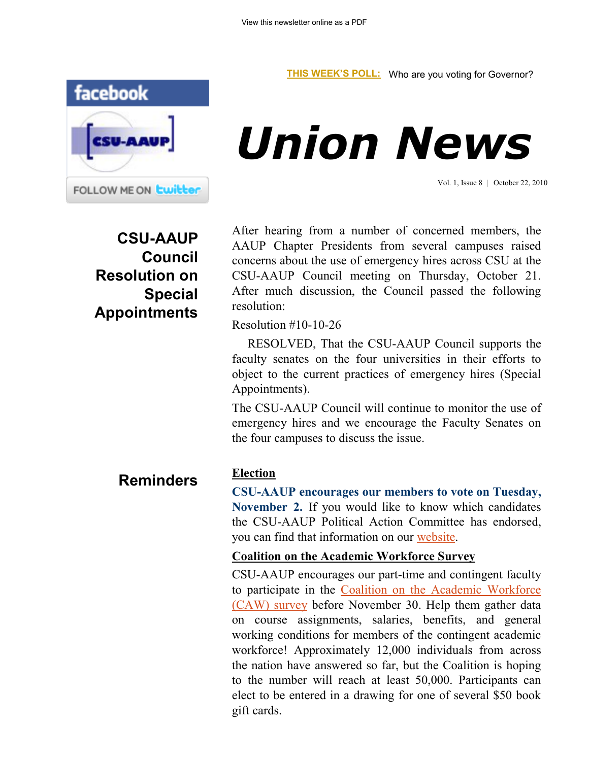View this newsletter online as a PDF

**THIS WEEK'S POLL:** Who are you voting for Governor?

# Union News

Vol. 1, Issue 8 | October 22, 2010

## CSU-AAUP Council Resolution on Special Appointments

After hearing from a number of concerned members, the AAUP Chapter Presidents from several campuses raised concerns about the use of emergency hires across CSU at the CSU-AAUP Council meeting on Thursday, October 21. After much discussion, the Council passed the following resolution:

Resolution #10-10-26

RESOLVED, That the CSU-AAUP Council supports the faculty senates on the four universities in their efforts to object to the current practices of emergency hires (Special Appointments).

The CSU-AAUP Council will continue to monitor the use of emergency hires and we encourage the Faculty Senates on the four campuses to discuss the issue.

## Reminders

**Election**

**CSU-AAUP encourages our members to vote on Tuesday, November 2.** If you would like to know which candidates the CSU-AAUP Political Action Committee has endorsed, you can find that information on our website.

**Coalition on the Academic Workforce Survey**

CSU-AAUP encourages our part-time and contingent faculty to participate in the Coalition on the Academic Workforce (CAW) survey before November 30. Help them gather data on course assignments, salaries, benefits, and general working conditions for members of the contingent academic workforce! Approximately 12,000 individuals from across the nation have answered so far, but the Coalition is hoping to the number will reach at least 50,000. Participants can elect to be entered in a drawing for one of several $50 book gift cards.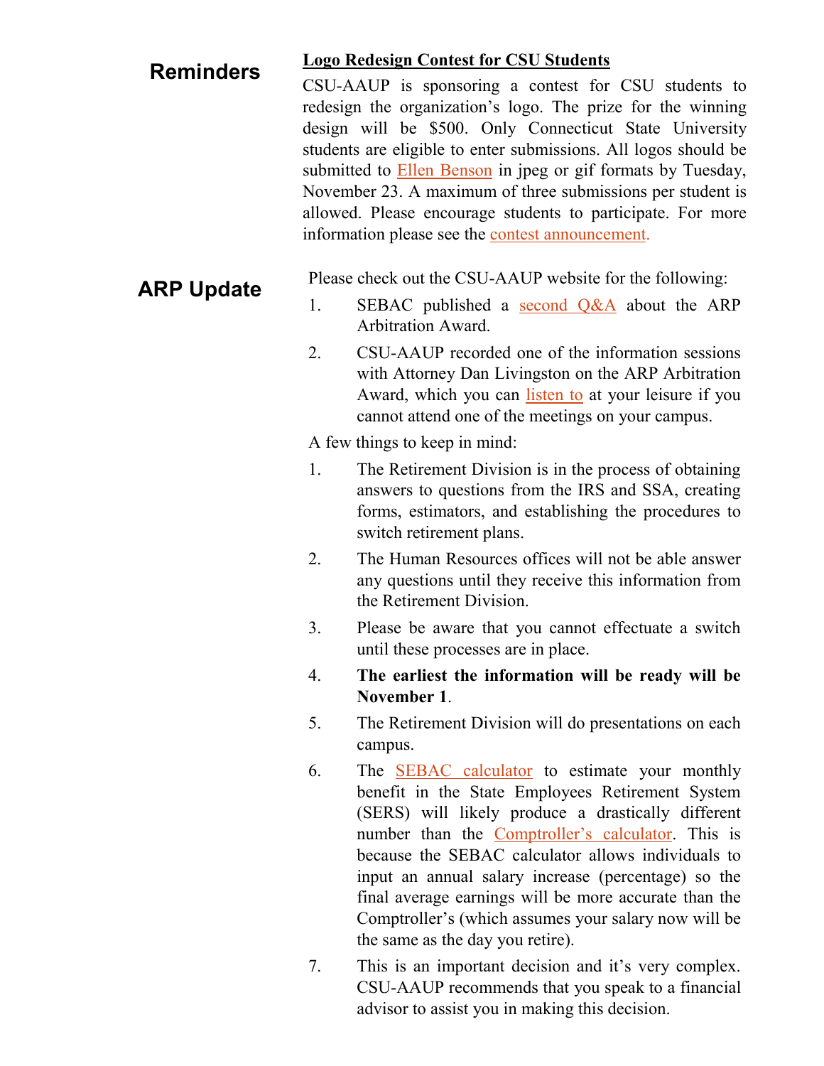## Reminders

**Logo Redesign Contest for CSU Students**

CSU-AAUP is sponsoring a contest for CSU students to redesign the organization's logo. The prize for the winning design will be $500. Only Connecticut State University students are eligible to enter submissions. All logos should be submitted to Ellen Benson in jpeg or gif formats by Tuesday, November 23. A maximum of three submissions per student is allowed. Please encourage students to participate. For more information please see the contest announcement.

## ARP Update

Please check out the CSU-AAUP website for the following:

1. SEBAC published a second Q&A about the ARP Arbitration Award.
2. CSU-AAUP recorded one of the information sessions with Attorney Dan Livingston on the ARP Arbitration Award, which you can listen to at your leisure if you cannot attend one of the meetings on your campus.

A few things to keep in mind:

1. The Retirement Division is in the process of obtaining answers to questions from the IRS and SSA, creating forms, estimators, and establishing the procedures to switch retirement plans.
2. The Human Resources offices will not be able answer any questions until they receive this information from the Retirement Division.
3. Please be aware that you cannot effectuate a switch until these processes are in place.
4. **The earliest the information will be ready will be November 1**.
5. The Retirement Division will do presentations on each campus.
6. The SEBAC calculator to estimate your monthly benefit in the State Employees Retirement System (SERS) will likely produce a drastically different number than the Comptroller's calculator. This is because the SEBAC calculator allows individuals to input an annual salary increase (percentage) so the final average earnings will be more accurate than the Comptroller's (which assumes your salary now will be the same as the day you retire).
7. This is an important decision and it's very complex. CSU-AAUP recommends that you speak to a financial advisor to assist you in making this decision.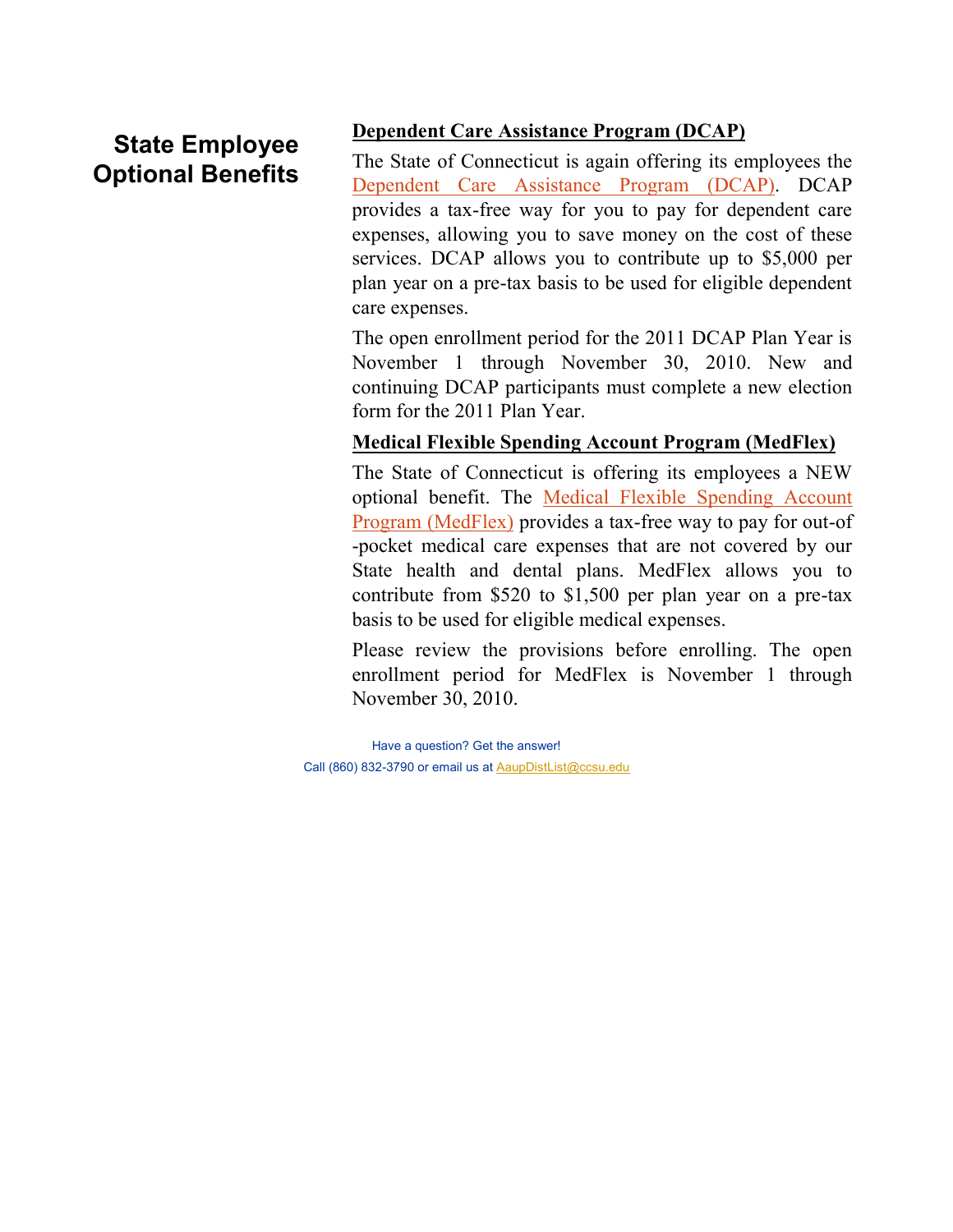## State Employee Optional Benefits

**Dependent Care Assistance Program (DCAP)**

The State of Connecticut is again offering its employees the Dependent Care Assistance Program (DCAP). DCAP provides a tax-free way for you to pay for dependent care expenses, allowing you to save money on the cost of these services. DCAP allows you to contribute up to $5,000 per plan year on a pre-tax basis to be used for eligible dependent care expenses.

The open enrollment period for the 2011 DCAP Plan Year is November 1 through November 30, 2010. New and continuing DCAP participants must complete a new election form for the 2011 Plan Year.

**Medical Flexible Spending Account Program (MedFlex)**

The State of Connecticut is offering its employees a NEW optional benefit. The Medical Flexible Spending Account Program (MedFlex) provides a tax-free way to pay for out-of-pocket medical care expenses that are not covered by our State health and dental plans. MedFlex allows you to contribute from $520 to $1,500 per plan year on a pre-tax basis to be used for eligible medical expenses.

Please review the provisions before enrolling. The open enrollment period for MedFlex is November 1 through November 30, 2010.

Have a question? Get the answer!

Call (860) 832-3790 or email us at AaupDistList@ccsu.edu